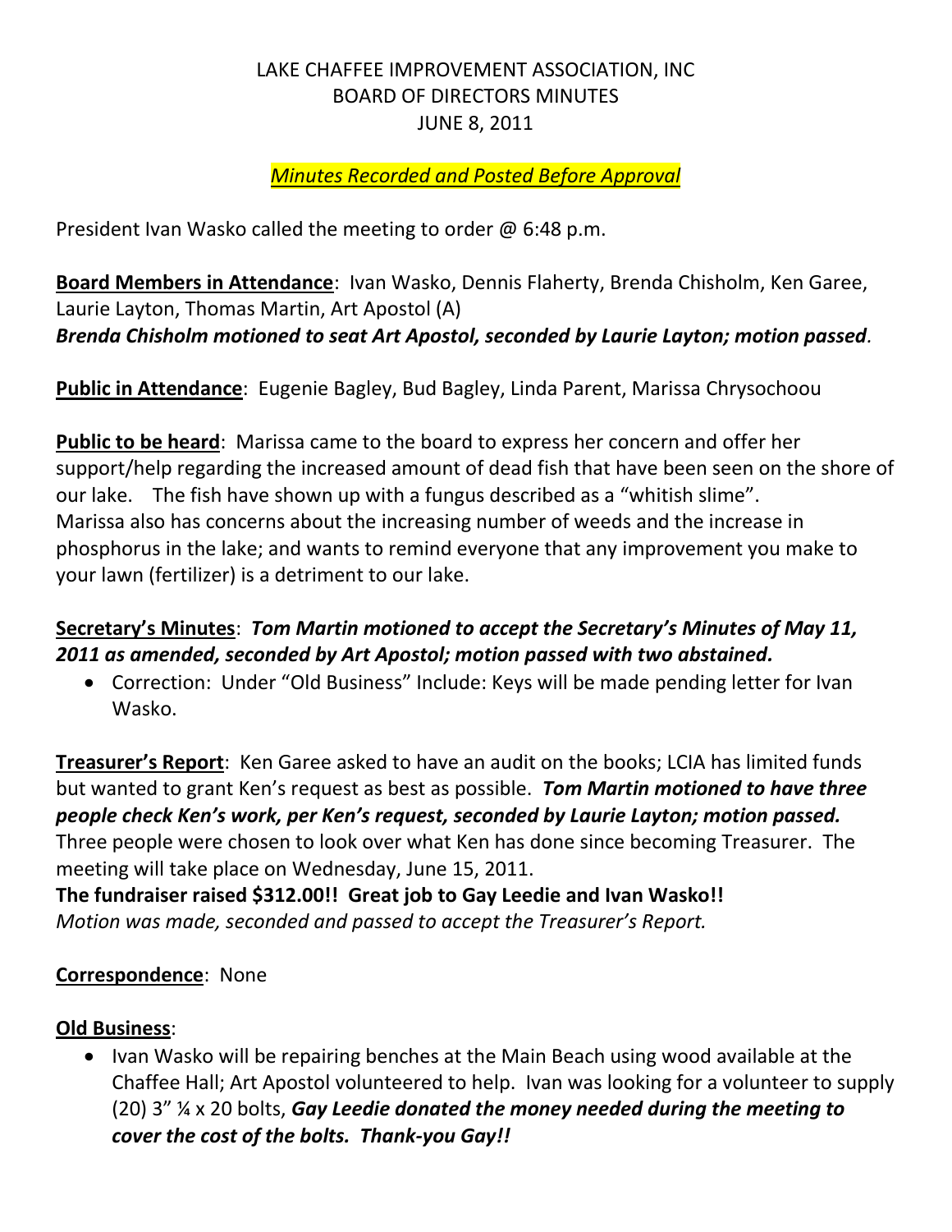# LAKE CHAFFEE IMPROVEMENT ASSOCIATION, INC
## BOARD OF DIRECTORS MINUTES
## JUNE 8, 2011

*Minutes Recorded and Posted Before Approval*

President Ivan Wasko called the meeting to order @ 6:48 p.m.

**Board Members in Attendance**: Ivan Wasko, Dennis Flaherty, Brenda Chisholm, Ken Garee, Laurie Layton, Thomas Martin, Art Apostol (A)
***Brenda Chisholm motioned to seat Art Apostol, seconded by Laurie Layton; motion passed***.

**Public in Attendance**: Eugenie Bagley, Bud Bagley, Linda Parent, Marissa Chrysochoou

**Public to be heard**: Marissa came to the board to express her concern and offer her support/help regarding the increased amount of dead fish that have been seen on the shore of our lake. The fish have shown up with a fungus described as a "whitish slime". Marissa also has concerns about the increasing number of weeds and the increase in phosphorus in the lake; and wants to remind everyone that any improvement you make to your lawn (fertilizer) is a detriment to our lake.

**Secretary's Minutes**: ***Tom Martin motioned to accept the Secretary's Minutes of May 11, 2011 as amended, seconded by Art Apostol; motion passed with two abstained.***

- Correction: Under "Old Business" Include: Keys will be made pending letter for Ivan Wasko.

**Treasurer's Report**: Ken Garee asked to have an audit on the books; LCIA has limited funds but wanted to grant Ken's request as best as possible. ***Tom Martin motioned to have three people check Ken's work, per Ken's request, seconded by Laurie Layton; motion passed.*** Three people were chosen to look over what Ken has done since becoming Treasurer. The meeting will take place on Wednesday, June 15, 2011.

**The fundraiser raised $312.00!! Great job to Gay Leedie and Ivan Wasko!!**
*Motion was made, seconded and passed to accept the Treasurer's Report.*

**Correspondence**: None

**Old Business**:

- Ivan Wasko will be repairing benches at the Main Beach using wood available at the Chaffee Hall; Art Apostol volunteered to help. Ivan was looking for a volunteer to supply (20) 3" ¼ x 20 bolts, ***Gay Leedie donated the money needed during the meeting to cover the cost of the bolts. Thank-you Gay!!***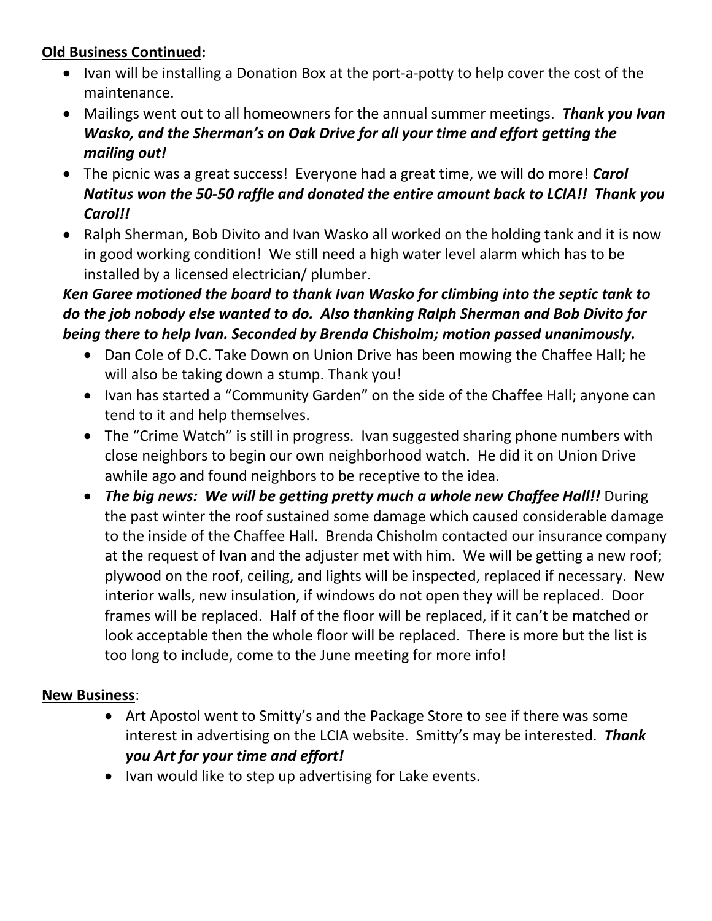**Old Business Continued:**

- Ivan will be installing a Donation Box at the port-a-potty to help cover the cost of the maintenance.
- Mailings went out to all homeowners for the annual summer meetings. ***Thank you Ivan Wasko, and the Sherman's on Oak Drive for all your time and effort getting the mailing out!***
- The picnic was a great success! Everyone had a great time, we will do more! ***Carol Natitus won the 50-50 raffle and donated the entire amount back to LCIA!! Thank you Carol!!***
- Ralph Sherman, Bob Divito and Ivan Wasko all worked on the holding tank and it is now in good working condition! We still need a high water level alarm which has to be installed by a licensed electrician/ plumber.

***Ken Garee motioned the board to thank Ivan Wasko for climbing into the septic tank to do the job nobody else wanted to do. Also thanking Ralph Sherman and Bob Divito for being there to help Ivan. Seconded by Brenda Chisholm; motion passed unanimously.***

- Dan Cole of D.C. Take Down on Union Drive has been mowing the Chaffee Hall; he will also be taking down a stump. Thank you!
- Ivan has started a "Community Garden" on the side of the Chaffee Hall; anyone can tend to it and help themselves.
- The "Crime Watch" is still in progress. Ivan suggested sharing phone numbers with close neighbors to begin our own neighborhood watch. He did it on Union Drive awhile ago and found neighbors to be receptive to the idea.
- ***The big news: We will be getting pretty much a whole new Chaffee Hall!!*** During the past winter the roof sustained some damage which caused considerable damage to the inside of the Chaffee Hall. Brenda Chisholm contacted our insurance company at the request of Ivan and the adjuster met with him. We will be getting a new roof; plywood on the roof, ceiling, and lights will be inspected, replaced if necessary. New interior walls, new insulation, if windows do not open they will be replaced. Door frames will be replaced. Half of the floor will be replaced, if it can't be matched or look acceptable then the whole floor will be replaced. There is more but the list is too long to include, come to the June meeting for more info!

**New Business**:

- Art Apostol went to Smitty's and the Package Store to see if there was some interest in advertising on the LCIA website. Smitty's may be interested. ***Thank you Art for your time and effort!***
- Ivan would like to step up advertising for Lake events.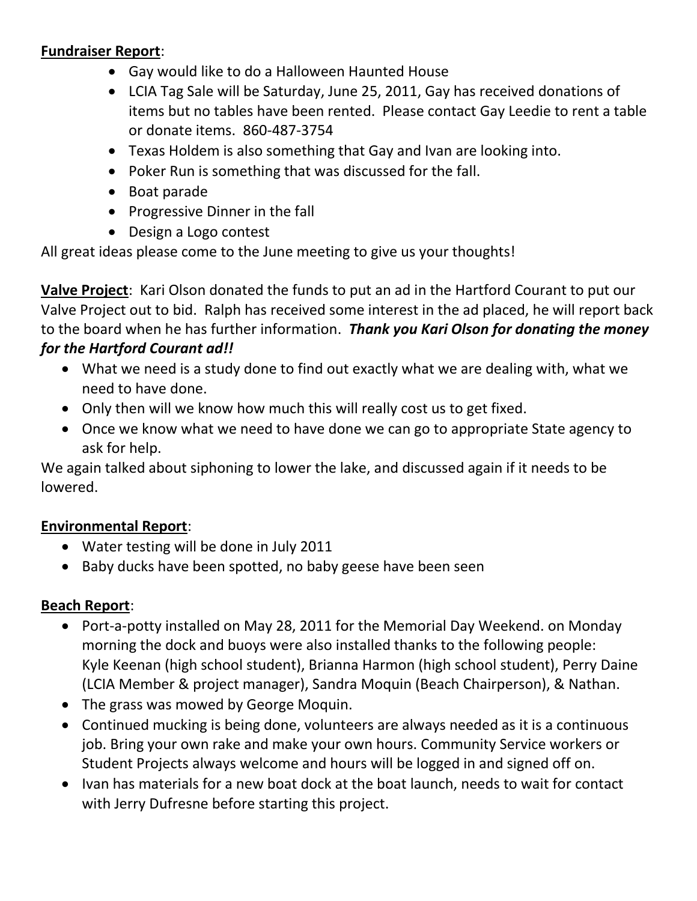**Fundraiser Report**:

- Gay would like to do a Halloween Haunted House
- LCIA Tag Sale will be Saturday, June 25, 2011, Gay has received donations of items but no tables have been rented. Please contact Gay Leedie to rent a table or donate items. 860-487-3754
- Texas Holdem is also something that Gay and Ivan are looking into.
- Poker Run is something that was discussed for the fall.
- Boat parade
- Progressive Dinner in the fall
- Design a Logo contest

All great ideas please come to the June meeting to give us your thoughts!

**Valve Project**: Kari Olson donated the funds to put an ad in the Hartford Courant to put our Valve Project out to bid. Ralph has received some interest in the ad placed, he will report back to the board when he has further information. ***Thank you Kari Olson for donating the money for the Hartford Courant ad!!***

- What we need is a study done to find out exactly what we are dealing with, what we need to have done.
- Only then will we know how much this will really cost us to get fixed.
- Once we know what we need to have done we can go to appropriate State agency to ask for help.

We again talked about siphoning to lower the lake, and discussed again if it needs to be lowered.

**Environmental Report**:

- Water testing will be done in July 2011
- Baby ducks have been spotted, no baby geese have been seen

**Beach Report**:

- Port-a-potty installed on May 28, 2011 for the Memorial Day Weekend. on Monday morning the dock and buoys were also installed thanks to the following people: Kyle Keenan (high school student), Brianna Harmon (high school student), Perry Daine (LCIA Member & project manager), Sandra Moquin (Beach Chairperson), & Nathan.
- The grass was mowed by George Moquin.
- Continued mucking is being done, volunteers are always needed as it is a continuous job. Bring your own rake and make your own hours. Community Service workers or Student Projects always welcome and hours will be logged in and signed off on.
- Ivan has materials for a new boat dock at the boat launch, needs to wait for contact with Jerry Dufresne before starting this project.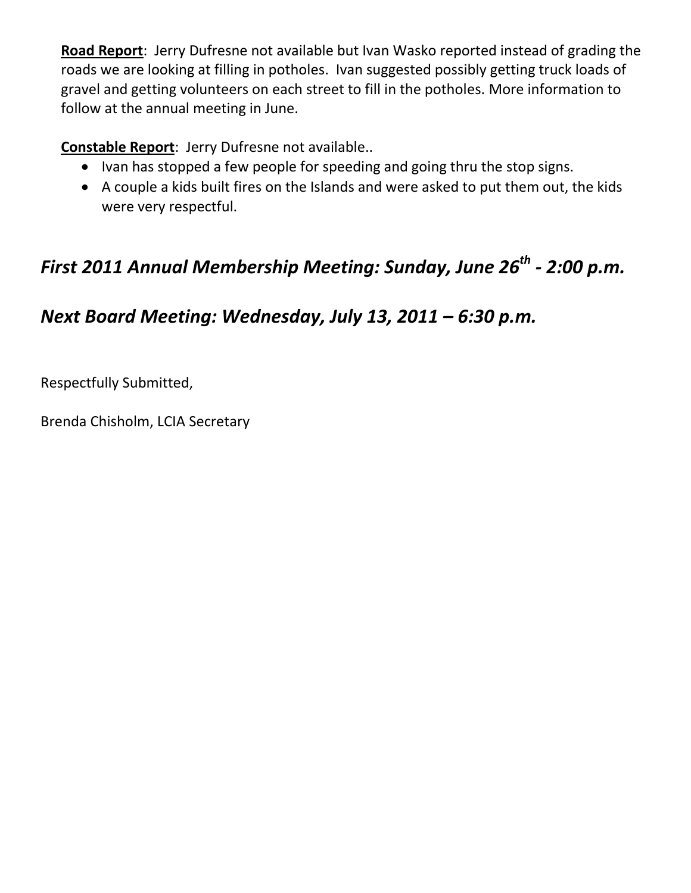**Road Report**: Jerry Dufresne not available but Ivan Wasko reported instead of grading the roads we are looking at filling in potholes. Ivan suggested possibly getting truck loads of gravel and getting volunteers on each street to fill in the potholes. More information to follow at the annual meeting in June.

**Constable Report**: Jerry Dufresne not available..

- Ivan has stopped a few people for speeding and going thru the stop signs.
- A couple a kids built fires on the Islands and were asked to put them out, the kids were very respectful.

## *First 2011 Annual Membership Meeting: Sunday, June 26th - 2:00 p.m.*

## *Next Board Meeting: Wednesday, July 13, 2011 – 6:30 p.m.*

Respectfully Submitted,

Brenda Chisholm, LCIA Secretary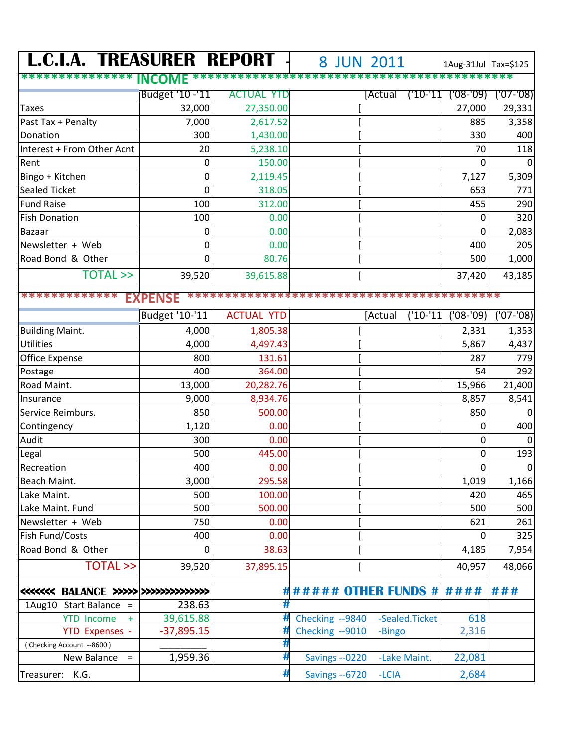# L.C.I.A. TREASURER REPORT - 8 JUN 2011

1Aug-31Jul | Tax=$125

## *************** INCOME ***************

| | Budget '10 -'11 | ACTUAL YTD | [Actual ('10-'11 | ('08-'09) | ('07-'08) |
|---|---|---|---|---|---|
| Taxes | 32,000 | 27,350.00 | [ | 27,000 | 29,331 |
| Past Tax + Penalty | 7,000 | 2,617.52 | [ | 885 | 3,358 |
| Donation | 300 | 1,430.00 | [ | 330 | 400 |
| Interest + From Other Acnt | 20 | 5,238.10 | [ | 70 | 118 |
| Rent | 0 | 150.00 | [ | 0 | 0 |
| Bingo + Kitchen | 0 | 2,119.45 | [ | 7,127 | 5,309 |
| Sealed Ticket | 0 | 318.05 | [ | 653 | 771 |
| Fund Raise | 100 | 312.00 | [ | 455 | 290 |
| Fish Donation | 100 | 0.00 | [ | 0 | 320 |
| Bazaar | 0 | 0.00 | [ | 0 | 2,083 |
| Newsletter + Web | 0 | 0.00 | [ | 400 | 205 |
| Road Bond & Other | 0 | 80.76 | [ | 500 | 1,000 |
| TOTAL >> | 39,520 | 39,615.88 | [ | 37,420 | 43,185 |

## ************* EXPENSE *************

| | Budget '10-'11 | ACTUAL YTD | [Actual ('10-'11 | ('08-'09) | ('07-'08) |
|---|---|---|---|---|---|
| Building Maint. | 4,000 | 1,805.38 | [ | 2,331 | 1,353 |
| Utilities | 4,000 | 4,497.43 | [ | 5,867 | 4,437 |
| Office Expense | 800 | 131.61 | [ | 287 | 779 |
| Postage | 400 | 364.00 | [ | 54 | 292 |
| Road Maint. | 13,000 | 20,282.76 | [ | 15,966 | 21,400 |
| Insurance | 9,000 | 8,934.76 | [ | 8,857 | 8,541 |
| Service Reimburs. | 850 | 500.00 | [ | 850 | 0 |
| Contingency | 1,120 | 0.00 | [ | 0 | 400 |
| Audit | 300 | 0.00 | [ | 0 | 0 |
| Legal | 500 | 445.00 | [ | 0 | 193 |
| Recreation | 400 | 0.00 | [ | 0 | 0 |
| Beach Maint. | 3,000 | 295.58 | [ | 1,019 | 1,166 |
| Lake Maint. | 500 | 100.00 | [ | 420 | 465 |
| Lake Maint. Fund | 500 | 500.00 | [ | 500 | 500 |
| Newsletter + Web | 750 | 0.00 | [ | 621 | 261 |
| Fish Fund/Costs | 400 | 0.00 | [ | 0 | 325 |
| Road Bond & Other | 0 | 38.63 | [ | 4,185 | 7,954 |
| TOTAL >> | 39,520 | 37,895.15 | [ | 40,957 | 48,066 |

| <<<<<<< BALANCE >>>>> | >>>>>>>>>>>>>> | ###### OTHER FUNDS # | #### | ### |
|---|---|---|---|---|
| 1Aug10 Start Balance = | 238.63 | # | | |
| YTD Income + | 39,615.88 | # Checking --9840 -Sealed.Ticket | 618 | |
| YTD Expenses - | -37,895.15 | # Checking --9010 -Bingo | 2,316 | |
| ( Checking Account --8600 ) | __________ | # | | |
| New Balance = | 1,959.36 | # Savings --0220 -Lake Maint. | 22,081 | |
| Treasurer: K.G. | | # Savings --6720 -LCIA | 2,684 | |